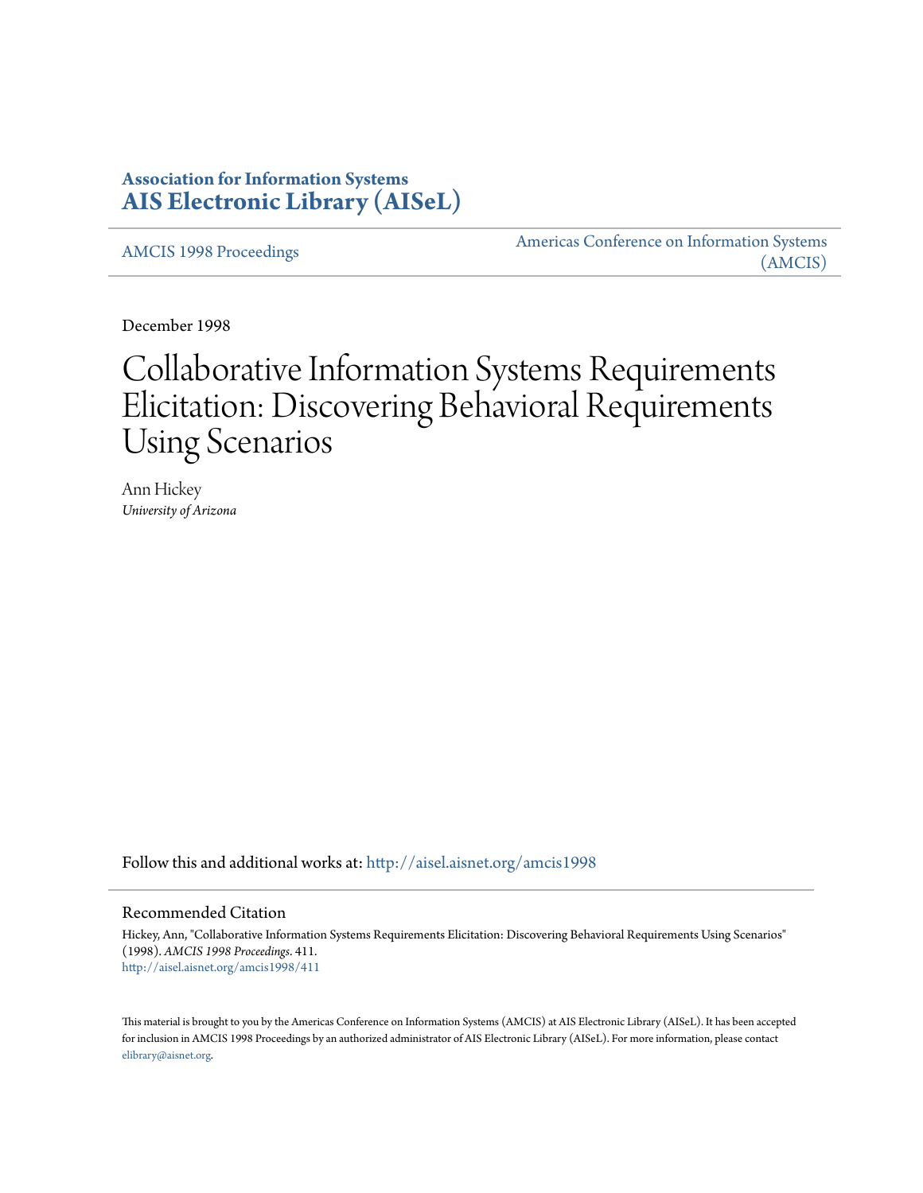**Association for Information Systems**
**AIS Electronic Library (AISeL)**

AMCIS 1998 Proceedings

Americas Conference on Information Systems (AMCIS)

December 1998

# Collaborative Information Systems Requirements Elicitation: Discovering Behavioral Requirements Using Scenarios

Ann Hickey
*University of Arizona*

Follow this and additional works at: http://aisel.aisnet.org/amcis1998

## Recommended Citation

Hickey, Ann, "Collaborative Information Systems Requirements Elicitation: Discovering Behavioral Requirements Using Scenarios" (1998). *AMCIS 1998 Proceedings*. 411.
http://aisel.aisnet.org/amcis1998/411

This material is brought to you by the Americas Conference on Information Systems (AMCIS) at AIS Electronic Library (AISeL). It has been accepted for inclusion in AMCIS 1998 Proceedings by an authorized administrator of AIS Electronic Library (AISeL). For more information, please contact elibrary@aisnet.org.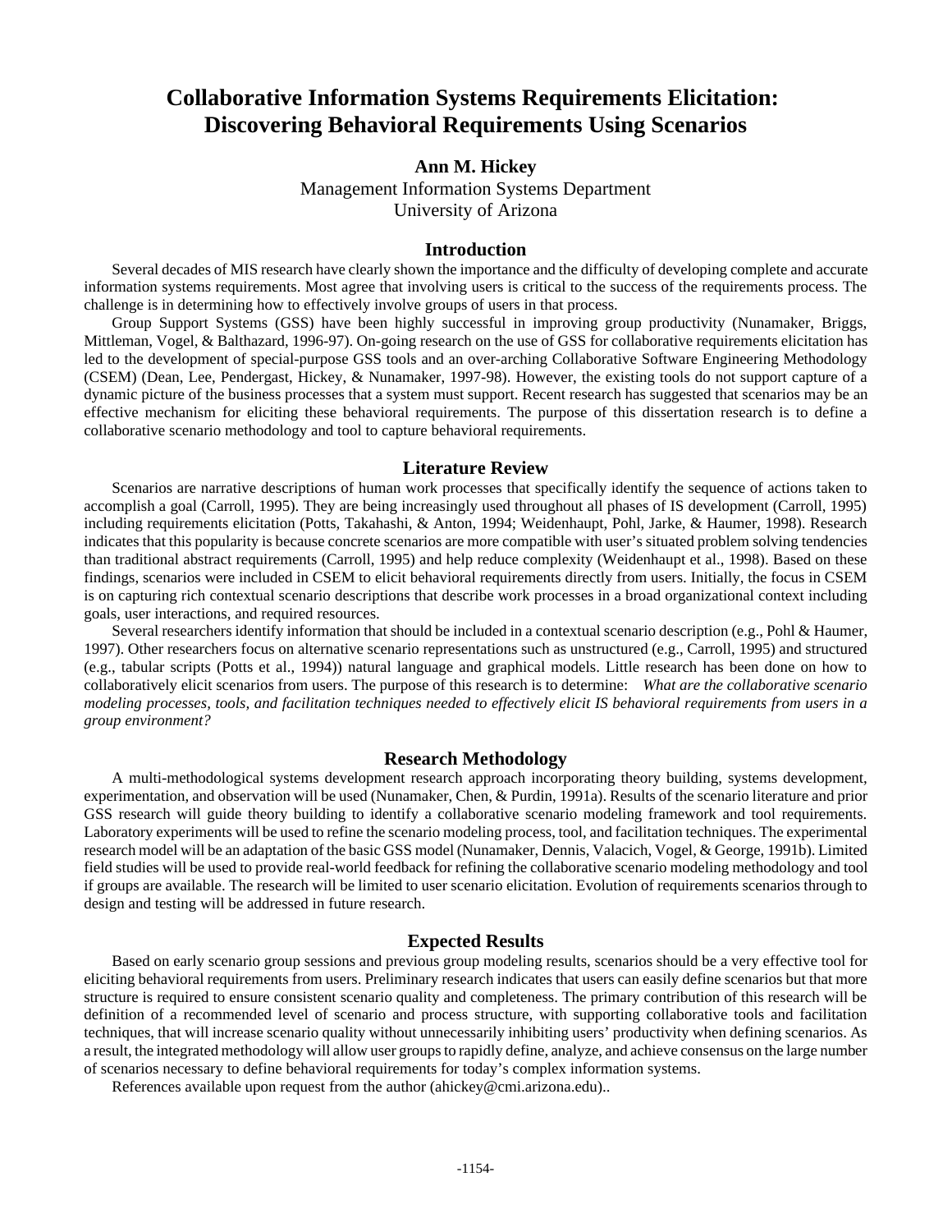# Collaborative Information Systems Requirements Elicitation: Discovering Behavioral Requirements Using Scenarios

**Ann M. Hickey**
Management Information Systems Department
University of Arizona

## Introduction

Several decades of MIS research have clearly shown the importance and the difficulty of developing complete and accurate information systems requirements. Most agree that involving users is critical to the success of the requirements process. The challenge is in determining how to effectively involve groups of users in that process.

Group Support Systems (GSS) have been highly successful in improving group productivity (Nunamaker, Briggs, Mittleman, Vogel, & Balthazard, 1996-97). On-going research on the use of GSS for collaborative requirements elicitation has led to the development of special-purpose GSS tools and an over-arching Collaborative Software Engineering Methodology (CSEM) (Dean, Lee, Pendergast, Hickey, & Nunamaker, 1997-98). However, the existing tools do not support capture of a dynamic picture of the business processes that a system must support. Recent research has suggested that scenarios may be an effective mechanism for eliciting these behavioral requirements. The purpose of this dissertation research is to define a collaborative scenario methodology and tool to capture behavioral requirements.

## Literature Review

Scenarios are narrative descriptions of human work processes that specifically identify the sequence of actions taken to accomplish a goal (Carroll, 1995). They are being increasingly used throughout all phases of IS development (Carroll, 1995) including requirements elicitation (Potts, Takahashi, & Anton, 1994; Weidenhaupt, Pohl, Jarke, & Haumer, 1998). Research indicates that this popularity is because concrete scenarios are more compatible with user's situated problem solving tendencies than traditional abstract requirements (Carroll, 1995) and help reduce complexity (Weidenhaupt et al., 1998). Based on these findings, scenarios were included in CSEM to elicit behavioral requirements directly from users. Initially, the focus in CSEM is on capturing rich contextual scenario descriptions that describe work processes in a broad organizational context including goals, user interactions, and required resources.

Several researchers identify information that should be included in a contextual scenario description (e.g., Pohl & Haumer, 1997). Other researchers focus on alternative scenario representations such as unstructured (e.g., Carroll, 1995) and structured (e.g., tabular scripts (Potts et al., 1994)) natural language and graphical models. Little research has been done on how to collaboratively elicit scenarios from users. The purpose of this research is to determine: *What are the collaborative scenario modeling processes, tools, and facilitation techniques needed to effectively elicit IS behavioral requirements from users in a group environment?*

## Research Methodology

A multi-methodological systems development research approach incorporating theory building, systems development, experimentation, and observation will be used (Nunamaker, Chen, & Purdin, 1991a). Results of the scenario literature and prior GSS research will guide theory building to identify a collaborative scenario modeling framework and tool requirements. Laboratory experiments will be used to refine the scenario modeling process, tool, and facilitation techniques. The experimental research model will be an adaptation of the basic GSS model (Nunamaker, Dennis, Valacich, Vogel, & George, 1991b). Limited field studies will be used to provide real-world feedback for refining the collaborative scenario modeling methodology and tool if groups are available. The research will be limited to user scenario elicitation. Evolution of requirements scenarios through to design and testing will be addressed in future research.

## Expected Results

Based on early scenario group sessions and previous group modeling results, scenarios should be a very effective tool for eliciting behavioral requirements from users. Preliminary research indicates that users can easily define scenarios but that more structure is required to ensure consistent scenario quality and completeness. The primary contribution of this research will be definition of a recommended level of scenario and process structure, with supporting collaborative tools and facilitation techniques, that will increase scenario quality without unnecessarily inhibiting users' productivity when defining scenarios. As a result, the integrated methodology will allow user groups to rapidly define, analyze, and achieve consensus on the large number of scenarios necessary to define behavioral requirements for today's complex information systems.

References available upon request from the author (ahickey@cmi.arizona.edu)..